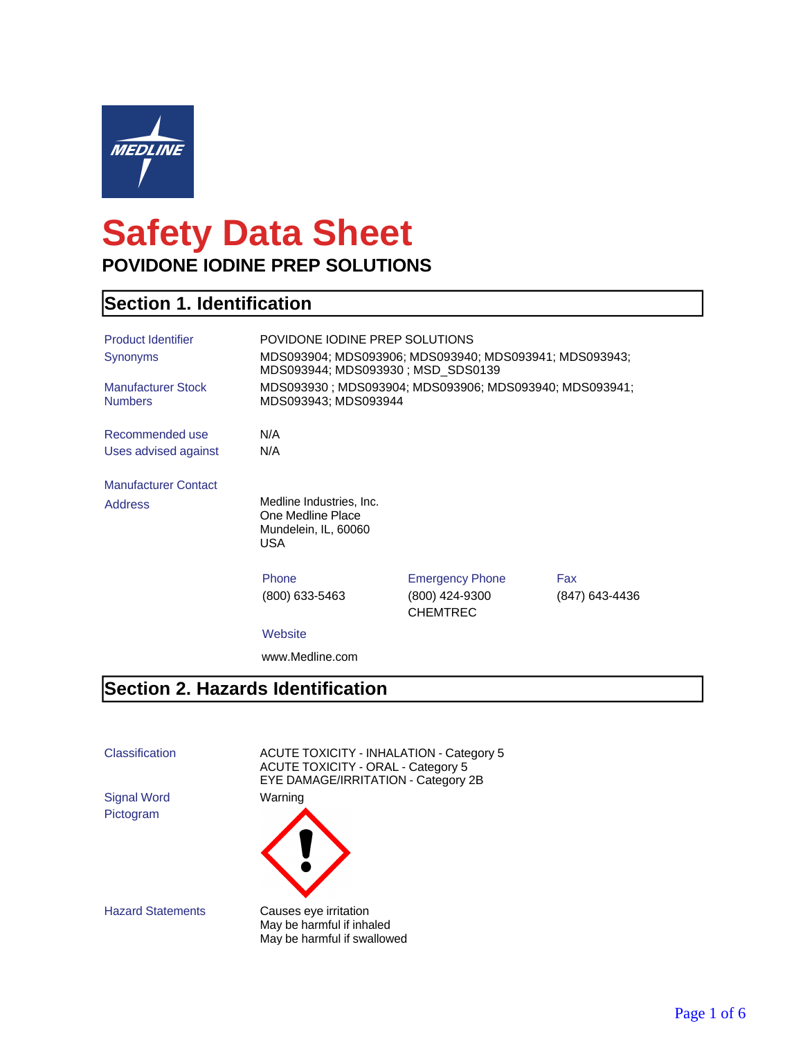# Safety Data Sheet

## POVIDONE IODINE PREP SOLUTIONS

## Section 1. Identification

| | |
|---|---|
| Product Identifier | POVIDONE IODINE PREP SOLUTIONS |
| Synonyms | MDS093904; MDS093906; MDS093940; MDS093941; MDS093943; MDS093944; MDS093930 ; MSD_SDS0139 |
| Manufacturer Stock Numbers | MDS093930 ; MDS093904; MDS093906; MDS093940; MDS093941; MDS093943; MDS093944 |
| Recommended use | N/A |
| Uses advised against | N/A |

**Manufacturer Contact**

**Address**

Medline Industries, Inc.
One Medline Place
Mundelein, IL, 60060
USA

| Phone | Emergency Phone | Fax |
|---|---|---|
| (800) 633-5463 | (800) 424-9300 CHEMTREC | (847) 643-4436 |

**Website**

www.Medline.com

## Section 2. Hazards Identification

**Classification**

ACUTE TOXICITY - INHALATION - Category 5
ACUTE TOXICITY - ORAL - Category 5
EYE DAMAGE/IRRITATION - Category 2B

**Signal Word**

Warning

**Pictogram**

**Hazard Statements**

Causes eye irritation
May be harmful if inhaled
May be harmful if swallowed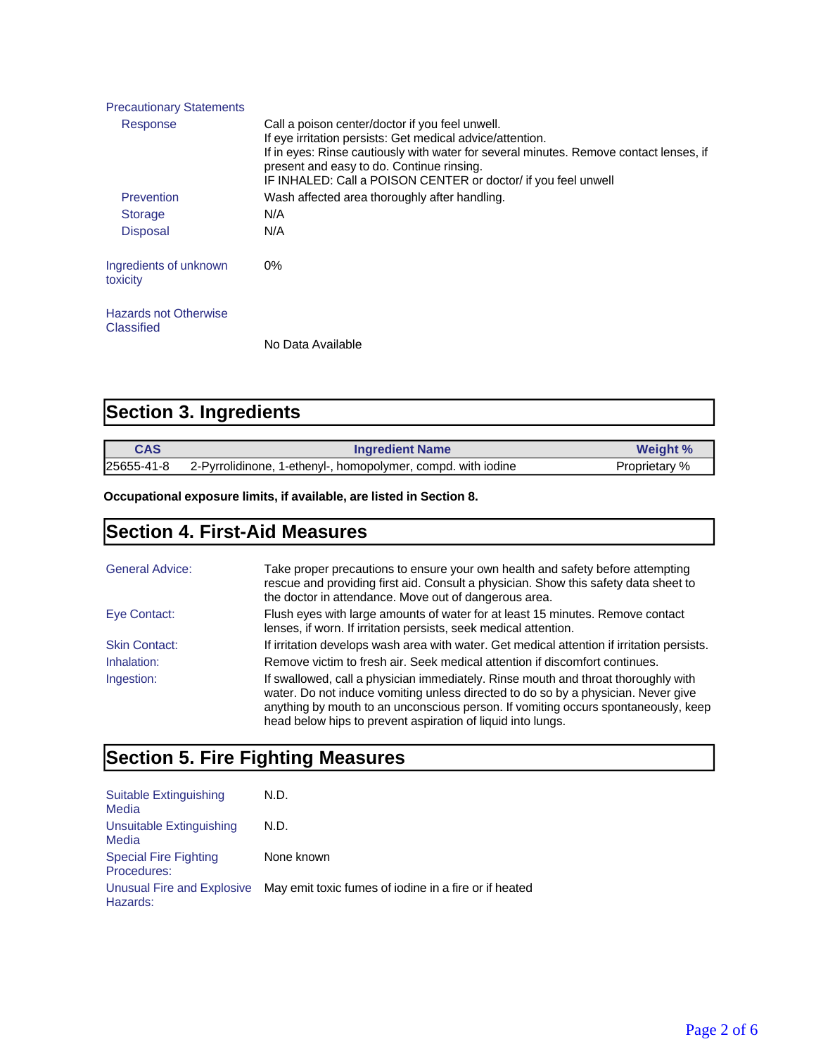**Precautionary Statements**

**Response**

Call a poison center/doctor if you feel unwell.
If eye irritation persists: Get medical advice/attention.
If in eyes: Rinse cautiously with water for several minutes. Remove contact lenses, if present and easy to do. Continue rinsing.
IF INHALED: Call a POISON CENTER or doctor/ if you feel unwell

**Prevention**

Wash affected area thoroughly after handling.

**Storage**

N/A

**Disposal**

N/A

**Ingredients of unknown toxicity**

0%

**Hazards not Otherwise Classified**

No Data Available

## Section 3. Ingredients

| CAS | Ingredient Name | Weight % |
| --- | --- | --- |
| 25655-41-8 | 2-Pyrrolidinone, 1-ethenyl-, homopolymer, compd. with iodine | Proprietary % |

**Occupational exposure limits, if available, are listed in Section 8.**

## Section 4. First-Aid Measures

**General Advice:**

Take proper precautions to ensure your own health and safety before attempting rescue and providing first aid. Consult a physician. Show this safety data sheet to the doctor in attendance. Move out of dangerous area.

**Eye Contact:**

Flush eyes with large amounts of water for at least 15 minutes. Remove contact lenses, if worn. If irritation persists, seek medical attention.

**Skin Contact:**

If irritation develops wash area with water. Get medical attention if irritation persists.

**Inhalation:**

Remove victim to fresh air. Seek medical attention if discomfort continues.

**Ingestion:**

If swallowed, call a physician immediately. Rinse mouth and throat thoroughly with water. Do not induce vomiting unless directed to do so by a physician. Never give anything by mouth to an unconscious person. If vomiting occurs spontaneously, keep head below hips to prevent aspiration of liquid into lungs.

## Section 5. Fire Fighting Measures

**Suitable Extinguishing Media**

N.D.

**Unsuitable Extinguishing Media**

N.D.

**Special Fire Fighting Procedures:**

None known

**Unusual Fire and Explosive Hazards:**

May emit toxic fumes of iodine in a fire or if heated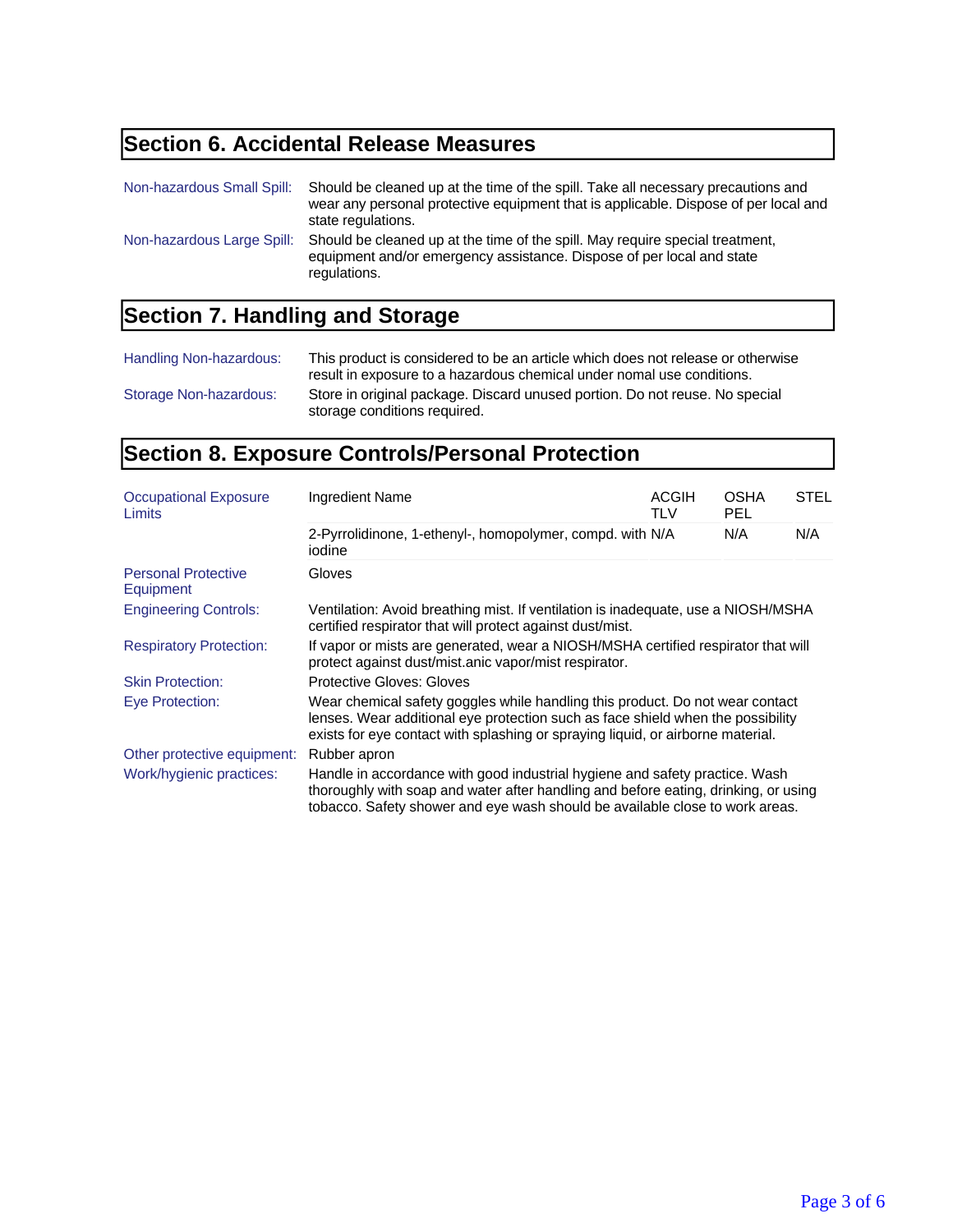## Section 6. Accidental Release Measures

| | |
|---|---|
| Non-hazardous Small Spill: | Should be cleaned up at the time of the spill. Take all necessary precautions and wear any personal protective equipment that is applicable. Dispose of per local and state regulations. |
| Non-hazardous Large Spill: | Should be cleaned up at the time of the spill. May require special treatment, equipment and/or emergency assistance. Dispose of per local and state regulations. |

## Section 7. Handling and Storage

| | |
|---|---|
| Handling Non-hazardous: | This product is considered to be an article which does not release or otherwise result in exposure to a hazardous chemical under nomal use conditions. |
| Storage Non-hazardous: | Store in original package. Discard unused portion. Do not reuse. No special storage conditions required. |

## Section 8. Exposure Controls/Personal Protection

**Occupational Exposure Limits**

| Ingredient Name | ACGIH TLV | OSHA PEL | STEL |
|---|---|---|---|
| 2-Pyrrolidinone, 1-ethenyl-, homopolymer, compd. with iodine | N/A | N/A | N/A |

| | |
|---|---|
| Personal Protective Equipment | Gloves |
| Engineering Controls: | Ventilation: Avoid breathing mist. If ventilation is inadequate, use a NIOSH/MSHA certified respirator that will protect against dust/mist. |
| Respiratory Protection: | If vapor or mists are generated, wear a NIOSH/MSHA certified respirator that will protect against dust/mist.anic vapor/mist respirator. |
| Skin Protection: | Protective Gloves: Gloves |
| Eye Protection: | Wear chemical safety goggles while handling this product. Do not wear contact lenses. Wear additional eye protection such as face shield when the possibility exists for eye contact with splashing or spraying liquid, or airborne material. |
| Other protective equipment: | Rubber apron |
| Work/hygienic practices: | Handle in accordance with good industrial hygiene and safety practice. Wash thoroughly with soap and water after handling and before eating, drinking, or using tobacco. Safety shower and eye wash should be available close to work areas. |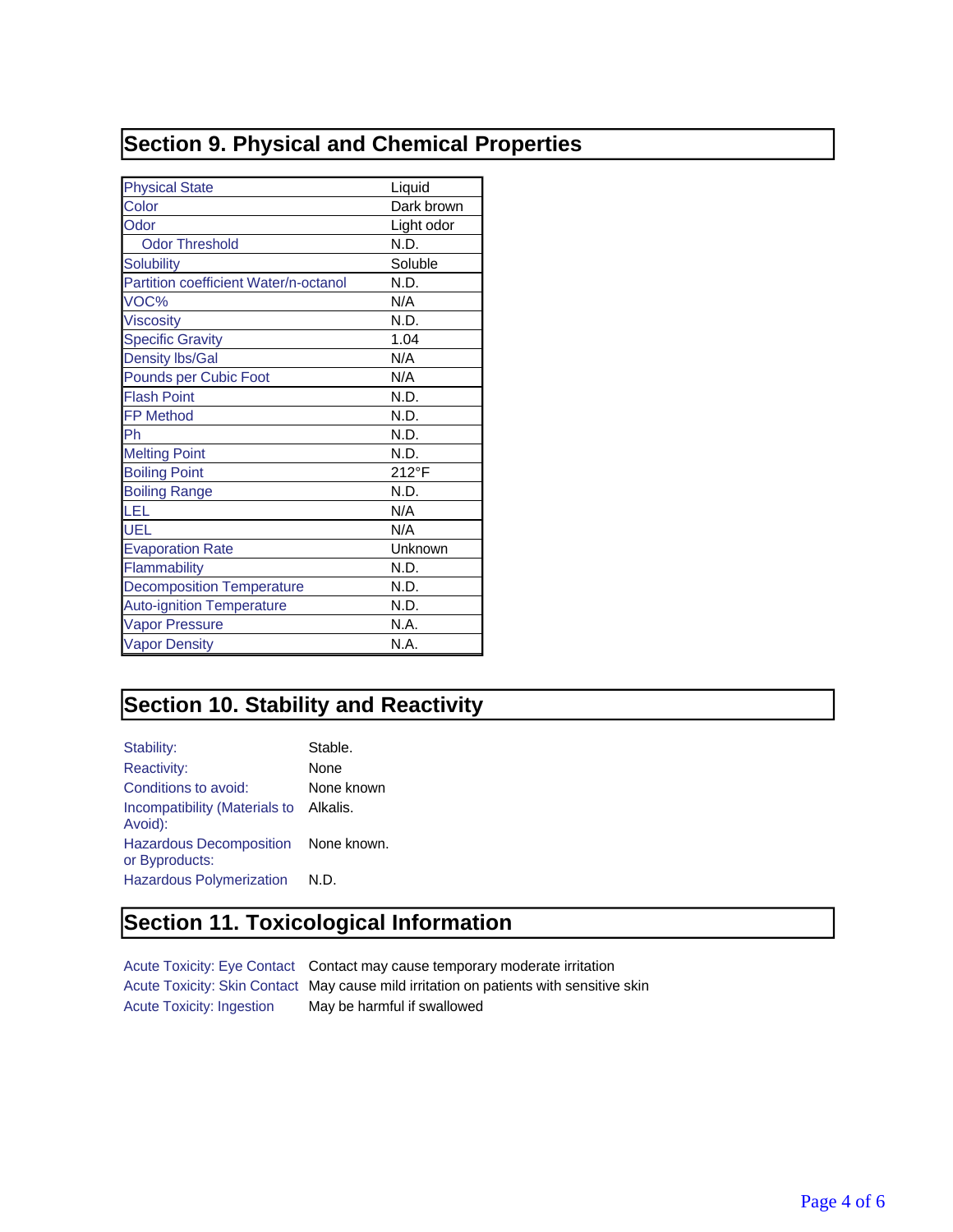## Section 9. Physical and Chemical Properties

| Property | Value |
|---|---|
| Physical State | Liquid |
| Color | Dark brown |
| Odor | Light odor |
| Odor Threshold | N.D. |
| Solubility | Soluble |
| Partition coefficient Water/n-octanol | N.D. |
| VOC% | N/A |
| Viscosity | N.D. |
| Specific Gravity | 1.04 |
| Density lbs/Gal | N/A |
| Pounds per Cubic Foot | N/A |
| Flash Point | N.D. |
| FP Method | N.D. |
| Ph | N.D. |
| Melting Point | N.D. |
| Boiling Point | 212°F |
| Boiling Range | N.D. |
| LEL | N/A |
| UEL | N/A |
| Evaporation Rate | Unknown |
| Flammability | N.D. |
| Decomposition Temperature | N.D. |
| Auto-ignition Temperature | N.D. |
| Vapor Pressure | N.A. |
| Vapor Density | N.A. |

## Section 10. Stability and Reactivity

| | |
|---|---|
| Stability: | Stable. |
| Reactivity: | None |
| Conditions to avoid: | None known |
| Incompatibility (Materials to Avoid): | Alkalis. |
| Hazardous Decomposition or Byproducts: | None known. |
| Hazardous Polymerization | N.D. |

## Section 11. Toxicological Information

| | |
|---|---|
| Acute Toxicity: Eye Contact | Contact may cause temporary moderate irritation |
| Acute Toxicity: Skin Contact | May cause mild irritation on patients with sensitive skin |
| Acute Toxicity: Ingestion | May be harmful if swallowed |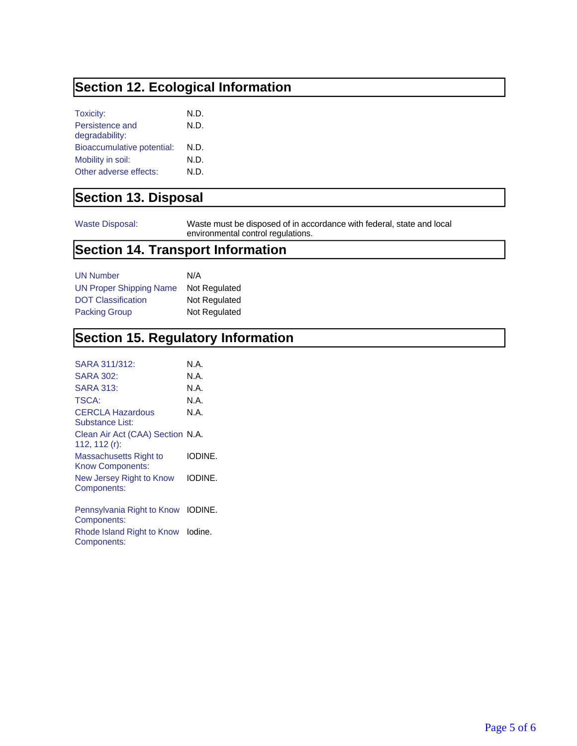## Section 12. Ecological Information

| | |
|---|---|
| Toxicity: | N.D. |
| Persistence and degradability: | N.D. |
| Bioaccumulative potential: | N.D. |
| Mobility in soil: | N.D. |
| Other adverse effects: | N.D. |

## Section 13. Disposal

| | |
|---|---|
| Waste Disposal: | Waste must be disposed of in accordance with federal, state and local environmental control regulations. |

## Section 14. Transport Information

| | |
|---|---|
| UN Number | N/A |
| UN Proper Shipping Name | Not Regulated |
| DOT Classification | Not Regulated |
| Packing Group | Not Regulated |

## Section 15. Regulatory Information

| | |
|---|---|
| SARA 311/312: | N.A. |
| SARA 302: | N.A. |
| SARA 313: | N.A. |
| TSCA: | N.A. |
| CERCLA Hazardous Substance List: | N.A. |
| Clean Air Act (CAA) Section 112, 112 (r): | N.A. |
| Massachusetts Right to Know Components: | IODINE. |
| New Jersey Right to Know Components: | IODINE. |
| Pennsylvania Right to Know Components: | IODINE. |
| Rhode Island Right to Know Components: | Iodine. |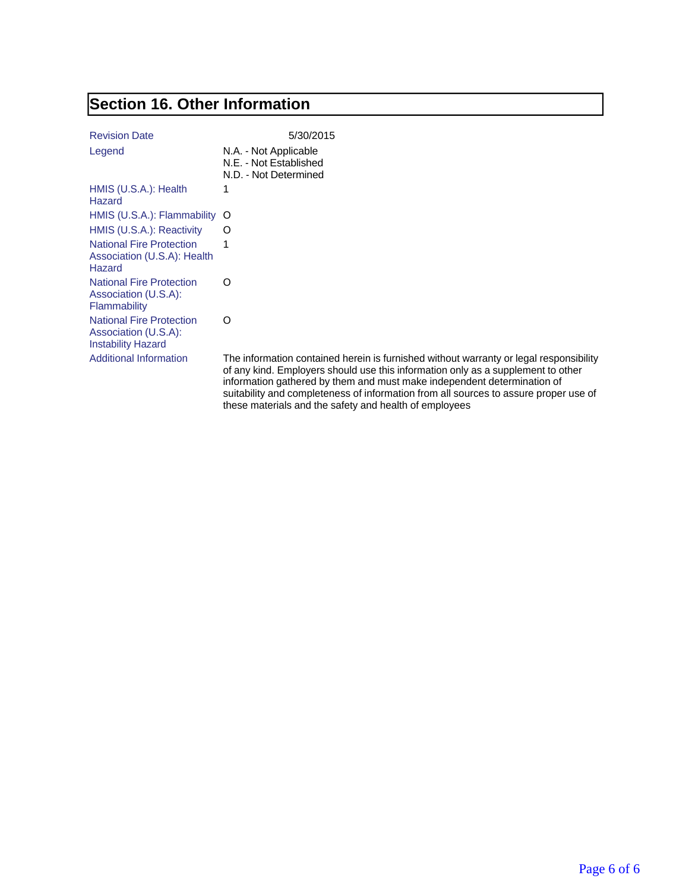## Section 16. Other Information

| | |
|---|---|
| Revision Date | 5/30/2015 |
| Legend | N.A. - Not Applicable<br>N.E. - Not Established<br>N.D. - Not Determined |
| HMIS (U.S.A.): Health Hazard | 1 |
| HMIS (U.S.A.): Flammability | O |
| HMIS (U.S.A.): Reactivity | O |
| National Fire Protection Association (U.S.A): Health Hazard | 1 |
| National Fire Protection Association (U.S.A): Flammability | O |
| National Fire Protection Association (U.S.A): Instability Hazard | O |
| Additional Information | The information contained herein is furnished without warranty or legal responsibility of any kind. Employers should use this information only as a supplement to other information gathered by them and must make independent determination of suitability and completeness of information from all sources to assure proper use of these materials and the safety and health of employees |